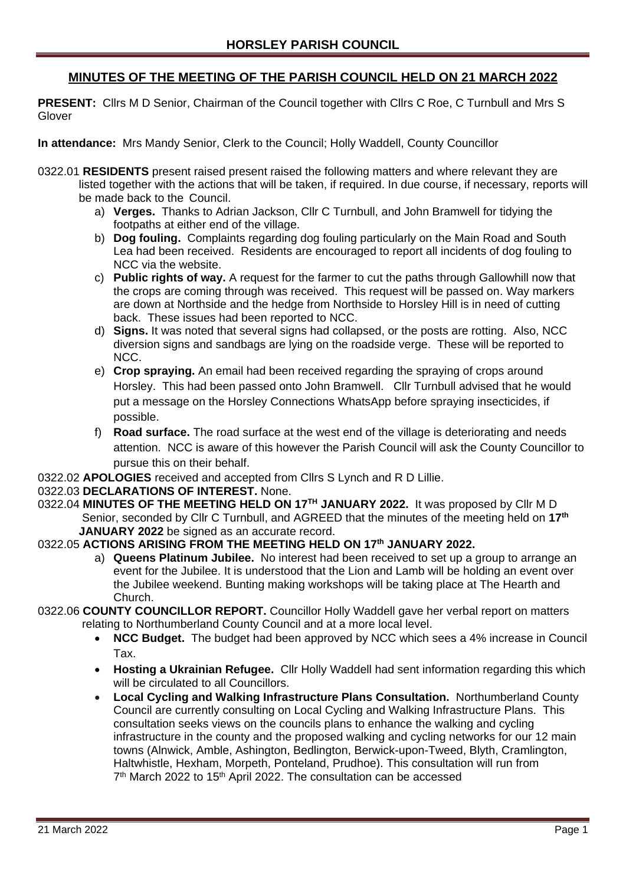# HORSLEY PARISH COUNCIL

## MINUTES OF THE MEETING OF THE PARISH COUNCIL HELD ON 21 MARCH 2022

**PRESENT:** Cllrs M D Senior, Chairman of the Council together with Cllrs C Roe, C Turnbull and Mrs S Glover

**In attendance:** Mrs Mandy Senior, Clerk to the Council; Holly Waddell, County Councillor

0322.01 **RESIDENTS** present raised present raised the following matters and where relevant they are listed together with the actions that will be taken, if required. In due course, if necessary, reports will be made back to the Council.

a) **Verges.** Thanks to Adrian Jackson, Cllr C Turnbull, and John Bramwell for tidying the footpaths at either end of the village.

b) **Dog fouling.** Complaints regarding dog fouling particularly on the Main Road and South Lea had been received. Residents are encouraged to report all incidents of dog fouling to NCC via the website.

c) **Public rights of way.** A request for the farmer to cut the paths through Gallowhill now that the crops are coming through was received. This request will be passed on. Way markers are down at Northside and the hedge from Northside to Horsley Hill is in need of cutting back. These issues had been reported to NCC.

d) **Signs.** It was noted that several signs had collapsed, or the posts are rotting. Also, NCC diversion signs and sandbags are lying on the roadside verge. These will be reported to NCC.

e) **Crop spraying.** An email had been received regarding the spraying of crops around Horsley. This had been passed onto John Bramwell. Cllr Turnbull advised that he would put a message on the Horsley Connections WhatsApp before spraying insecticides, if possible.

f) **Road surface.** The road surface at the west end of the village is deteriorating and needs attention. NCC is aware of this however the Parish Council will ask the County Councillor to pursue this on their behalf.

0322.02 **APOLOGIES** received and accepted from Cllrs S Lynch and R D Lillie.

0322.03 **DECLARATIONS OF INTEREST.** None.

0322.04 **MINUTES OF THE MEETING HELD ON 17TH JANUARY 2022.** It was proposed by Cllr M D Senior, seconded by Cllr C Turnbull, and AGREED that the minutes of the meeting held on **17th JANUARY 2022** be signed as an accurate record.

0322.05 **ACTIONS ARISING FROM THE MEETING HELD ON 17th JANUARY 2022.**

a) **Queens Platinum Jubilee.** No interest had been received to set up a group to arrange an event for the Jubilee. It is understood that the Lion and Lamb will be holding an event over the Jubilee weekend. Bunting making workshops will be taking place at The Hearth and Church.

0322.06 **COUNTY COUNCILLOR REPORT.** Councillor Holly Waddell gave her verbal report on matters relating to Northumberland County Council and at a more local level.

- **NCC Budget.** The budget had been approved by NCC which sees a 4% increase in Council Tax.
- **Hosting a Ukrainian Refugee.** Cllr Holly Waddell had sent information regarding this which will be circulated to all Councillors.
- **Local Cycling and Walking Infrastructure Plans Consultation.** Northumberland County Council are currently consulting on Local Cycling and Walking Infrastructure Plans. This consultation seeks views on the councils plans to enhance the walking and cycling infrastructure in the county and the proposed walking and cycling networks for our 12 main towns (Alnwick, Amble, Ashington, Bedlington, Berwick-upon-Tweed, Blyth, Cramlington, Haltwhistle, Hexham, Morpeth, Ponteland, Prudhoe). This consultation will run from 7th March 2022 to 15th April 2022. The consultation can be accessed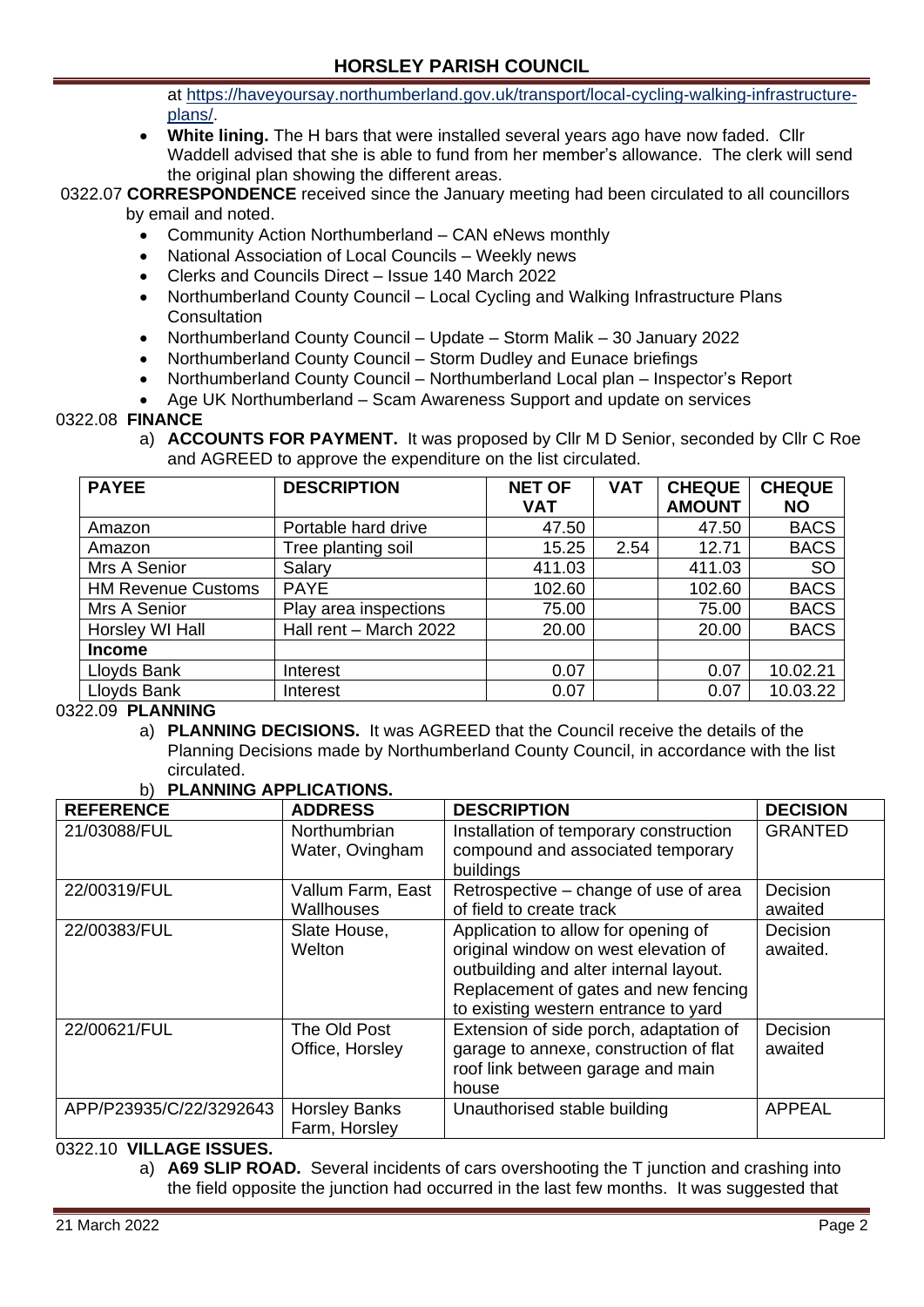at https://haveyoursay.northumberland.gov.uk/transport/local-cycling-walking-infrastructure-plans/.

- **White lining.** The H bars that were installed several years ago have now faded. Cllr Waddell advised that she is able to fund from her member's allowance. The clerk will send the original plan showing the different areas.

0322.07 **CORRESPONDENCE** received since the January meeting had been circulated to all councillors by email and noted.

- Community Action Northumberland – CAN eNews monthly
- National Association of Local Councils – Weekly news
- Clerks and Councils Direct – Issue 140 March 2022
- Northumberland County Council – Local Cycling and Walking Infrastructure Plans Consultation
- Northumberland County Council – Update – Storm Malik – 30 January 2022
- Northumberland County Council – Storm Dudley and Eunace briefings
- Northumberland County Council – Northumberland Local plan – Inspector's Report
- Age UK Northumberland – Scam Awareness Support and update on services

0322.08 **FINANCE**

a) **ACCOUNTS FOR PAYMENT.** It was proposed by Cllr M D Senior, seconded by Cllr C Roe and AGREED to approve the expenditure on the list circulated.

| PAYEE | DESCRIPTION | NET OF VAT | VAT | CHEQUE AMOUNT | CHEQUE NO |
|---|---|---|---|---|---|
| Amazon | Portable hard drive | 47.50 | | 47.50 | BACS |
| Amazon | Tree planting soil | 15.25 | 2.54 | 12.71 | BACS |
| Mrs A Senior | Salary | 411.03 | | 411.03 | SO |
| HM Revenue Customs | PAYE | 102.60 | | 102.60 | BACS |
| Mrs A Senior | Play area inspections | 75.00 | | 75.00 | BACS |
| Horsley WI Hall | Hall rent – March 2022 | 20.00 | | 20.00 | BACS |
| **Income** | | | | | |
| Lloyds Bank | Interest | 0.07 | | 0.07 | 10.02.21 |
| Lloyds Bank | Interest | 0.07 | | 0.07 | 10.03.22 |

0322.09 **PLANNING**

a) **PLANNING DECISIONS.** It was AGREED that the Council receive the details of the Planning Decisions made by Northumberland County Council, in accordance with the list circulated.

b) **PLANNING APPLICATIONS.**

| REFERENCE | ADDRESS | DESCRIPTION | DECISION |
|---|---|---|---|
| 21/03088/FUL | Northumbrian Water, Ovingham | Installation of temporary construction compound and associated temporary buildings | GRANTED |
| 22/00319/FUL | Vallum Farm, East Wallhouses | Retrospective – change of use of area of field to create track | Decision awaited |
| 22/00383/FUL | Slate House, Welton | Application to allow for opening of original window on west elevation of outbuilding and alter internal layout. Replacement of gates and new fencing to existing western entrance to yard | Decision awaited. |
| 22/00621/FUL | The Old Post Office, Horsley | Extension of side porch, adaptation of garage to annexe, construction of flat roof link between garage and main house | Decision awaited |
| APP/P23935/C/22/3292643 | Horsley Banks Farm, Horsley | Unauthorised stable building | APPEAL |

0322.10 **VILLAGE ISSUES.**

a) **A69 SLIP ROAD.** Several incidents of cars overshooting the T junction and crashing into the field opposite the junction had occurred in the last few months. It was suggested that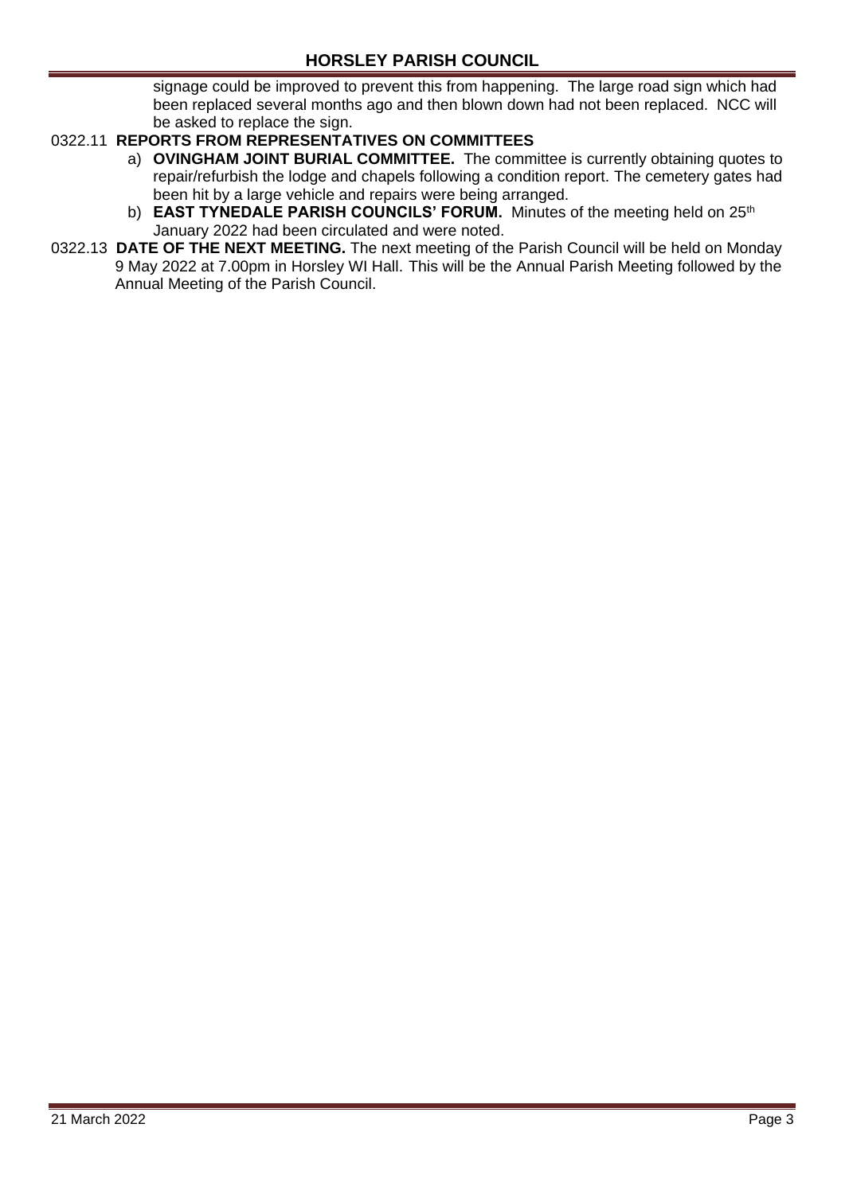signage could be improved to prevent this from happening. The large road sign which had been replaced several months ago and then blown down had not been replaced. NCC will be asked to replace the sign.

0322.11 **REPORTS FROM REPRESENTATIVES ON COMMITTEES**

a) **OVINGHAM JOINT BURIAL COMMITTEE.** The committee is currently obtaining quotes to repair/refurbish the lodge and chapels following a condition report. The cemetery gates had been hit by a large vehicle and repairs were being arranged.

b) **EAST TYNEDALE PARISH COUNCILS' FORUM.** Minutes of the meeting held on 25th January 2022 had been circulated and were noted.

0322.13 **DATE OF THE NEXT MEETING.** The next meeting of the Parish Council will be held on Monday 9 May 2022 at 7.00pm in Horsley WI Hall. This will be the Annual Parish Meeting followed by the Annual Meeting of the Parish Council.